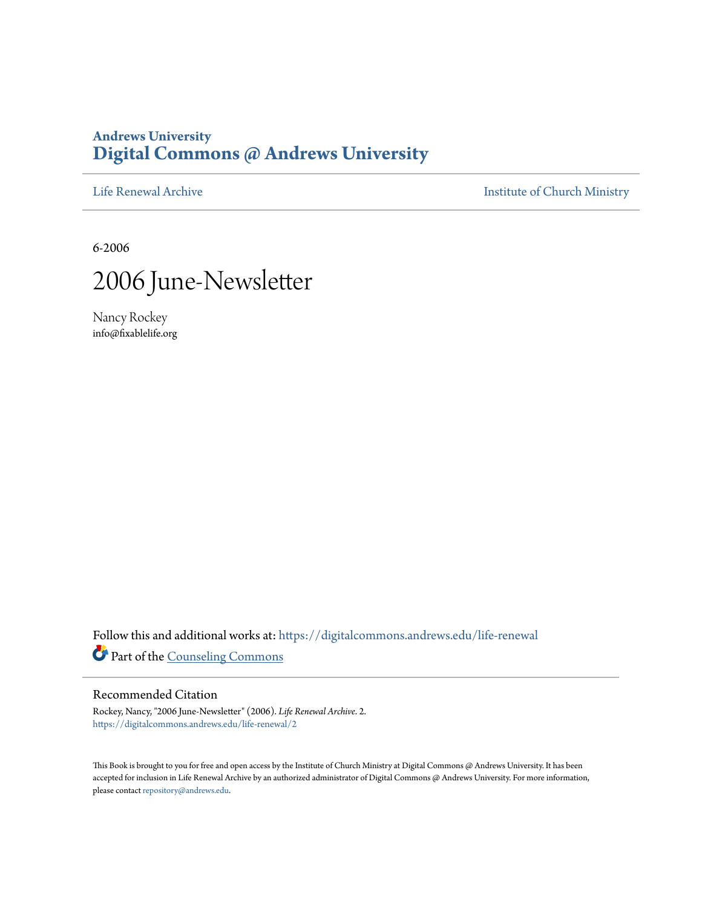Andrews University
**Digital Commons @ Andrews University**

Life Renewal Archive | Institute of Church Ministry

6-2006

# 2006 June-Newsletter

Nancy Rockey
info@fixablelife.org

Follow this and additional works at: https://digitalcommons.andrews.edu/life-renewal

Part of the Counseling Commons

## Recommended Citation

Rockey, Nancy, "2006 June-Newsletter" (2006). *Life Renewal Archive*. 2.
https://digitalcommons.andrews.edu/life-renewal/2

This Book is brought to you for free and open access by the Institute of Church Ministry at Digital Commons @ Andrews University. It has been accepted for inclusion in Life Renewal Archive by an authorized administrator of Digital Commons @ Andrews University. For more information, please contact repository@andrews.edu.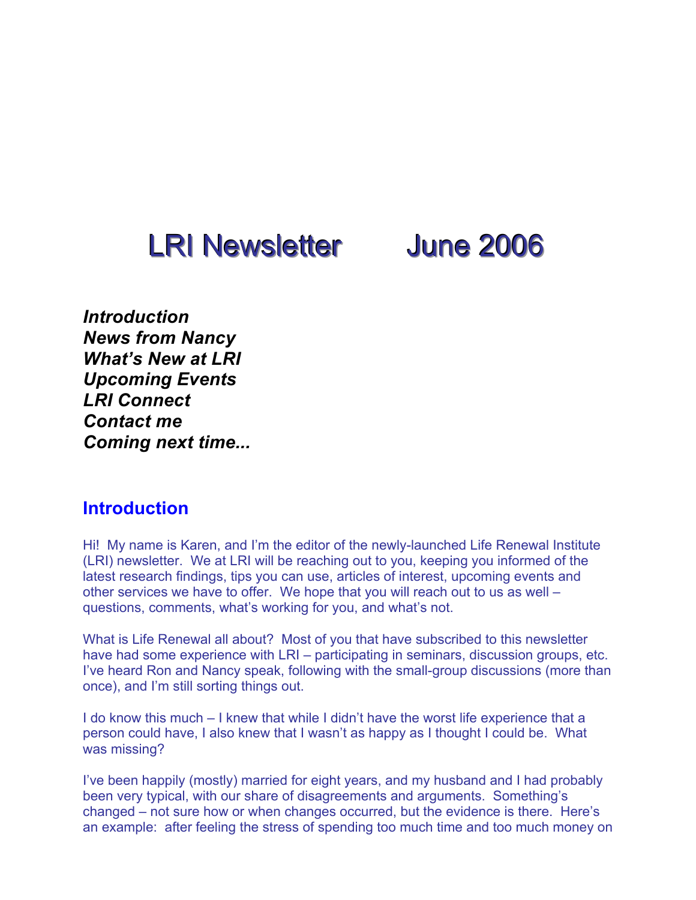# LRI Newsletter June 2006

***Introduction***
***News from Nancy***
***What's New at LRI***
***Upcoming Events***
***LRI Connect***
***Contact me***
***Coming next time...***

## Introduction

Hi! My name is Karen, and I'm the editor of the newly-launched Life Renewal Institute (LRI) newsletter. We at LRI will be reaching out to you, keeping you informed of the latest research findings, tips you can use, articles of interest, upcoming events and other services we have to offer. We hope that you will reach out to us as well – questions, comments, what's working for you, and what's not.

What is Life Renewal all about? Most of you that have subscribed to this newsletter have had some experience with LRI – participating in seminars, discussion groups, etc. I've heard Ron and Nancy speak, following with the small-group discussions (more than once), and I'm still sorting things out.

I do know this much – I knew that while I didn't have the worst life experience that a person could have, I also knew that I wasn't as happy as I thought I could be. What was missing?

I've been happily (mostly) married for eight years, and my husband and I had probably been very typical, with our share of disagreements and arguments. Something's changed – not sure how or when changes occurred, but the evidence is there. Here's an example: after feeling the stress of spending too much time and too much money on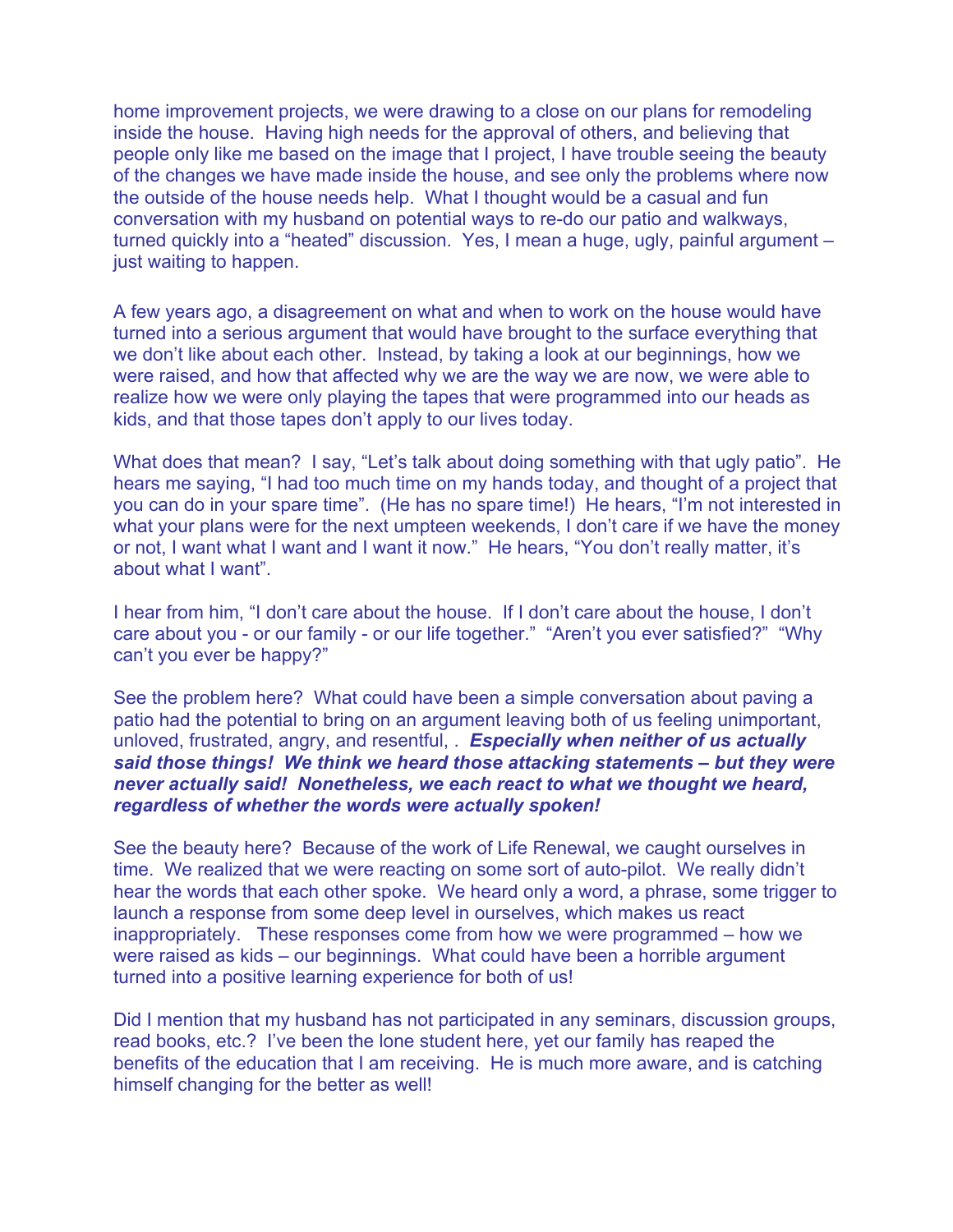home improvement projects, we were drawing to a close on our plans for remodeling inside the house. Having high needs for the approval of others, and believing that people only like me based on the image that I project, I have trouble seeing the beauty of the changes we have made inside the house, and see only the problems where now the outside of the house needs help. What I thought would be a casual and fun conversation with my husband on potential ways to re-do our patio and walkways, turned quickly into a "heated" discussion. Yes, I mean a huge, ugly, painful argument – just waiting to happen.

A few years ago, a disagreement on what and when to work on the house would have turned into a serious argument that would have brought to the surface everything that we don't like about each other. Instead, by taking a look at our beginnings, how we were raised, and how that affected why we are the way we are now, we were able to realize how we were only playing the tapes that were programmed into our heads as kids, and that those tapes don't apply to our lives today.

What does that mean? I say, "Let's talk about doing something with that ugly patio". He hears me saying, "I had too much time on my hands today, and thought of a project that you can do in your spare time". (He has no spare time!) He hears, "I'm not interested in what your plans were for the next umpteen weekends, I don't care if we have the money or not, I want what I want and I want it now." He hears, "You don't really matter, it's about what I want".

I hear from him, "I don't care about the house. If I don't care about the house, I don't care about you - or our family - or our life together." "Aren't you ever satisfied?" "Why can't you ever be happy?"

See the problem here? What could have been a simple conversation about paving a patio had the potential to bring on an argument leaving both of us feeling unimportant, unloved, frustrated, angry, and resentful, . ***Especially when neither of us actually said those things! We think we heard those attacking statements – but they were never actually said! Nonetheless, we each react to what we thought we heard, regardless of whether the words were actually spoken!***

See the beauty here? Because of the work of Life Renewal, we caught ourselves in time. We realized that we were reacting on some sort of auto-pilot. We really didn't hear the words that each other spoke. We heard only a word, a phrase, some trigger to launch a response from some deep level in ourselves, which makes us react inappropriately. These responses come from how we were programmed – how we were raised as kids – our beginnings. What could have been a horrible argument turned into a positive learning experience for both of us!

Did I mention that my husband has not participated in any seminars, discussion groups, read books, etc.? I've been the lone student here, yet our family has reaped the benefits of the education that I am receiving. He is much more aware, and is catching himself changing for the better as well!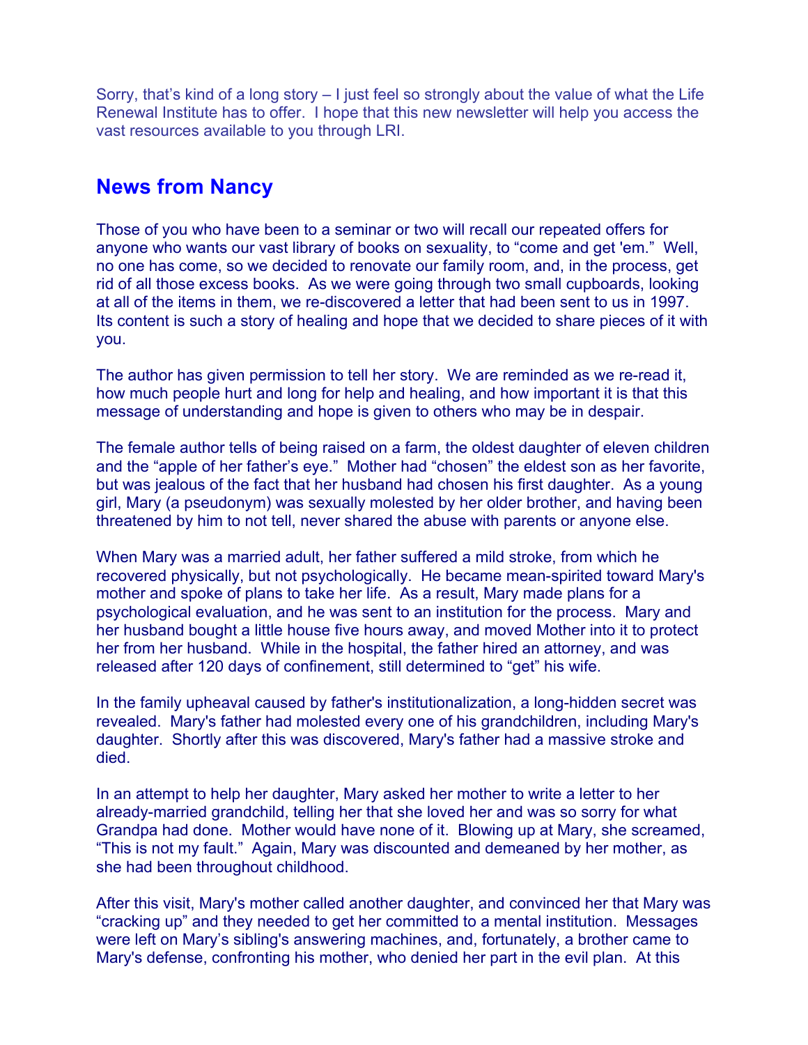Sorry, that's kind of a long story – I just feel so strongly about the value of what the Life Renewal Institute has to offer. I hope that this new newsletter will help you access the vast resources available to you through LRI.

## News from Nancy

Those of you who have been to a seminar or two will recall our repeated offers for anyone who wants our vast library of books on sexuality, to "come and get 'em." Well, no one has come, so we decided to renovate our family room, and, in the process, get rid of all those excess books. As we were going through two small cupboards, looking at all of the items in them, we re-discovered a letter that had been sent to us in 1997. Its content is such a story of healing and hope that we decided to share pieces of it with you.

The author has given permission to tell her story. We are reminded as we re-read it, how much people hurt and long for help and healing, and how important it is that this message of understanding and hope is given to others who may be in despair.

The female author tells of being raised on a farm, the oldest daughter of eleven children and the "apple of her father's eye." Mother had "chosen" the eldest son as her favorite, but was jealous of the fact that her husband had chosen his first daughter. As a young girl, Mary (a pseudonym) was sexually molested by her older brother, and having been threatened by him to not tell, never shared the abuse with parents or anyone else.

When Mary was a married adult, her father suffered a mild stroke, from which he recovered physically, but not psychologically. He became mean-spirited toward Mary's mother and spoke of plans to take her life. As a result, Mary made plans for a psychological evaluation, and he was sent to an institution for the process. Mary and her husband bought a little house five hours away, and moved Mother into it to protect her from her husband. While in the hospital, the father hired an attorney, and was released after 120 days of confinement, still determined to "get" his wife.

In the family upheaval caused by father's institutionalization, a long-hidden secret was revealed. Mary's father had molested every one of his grandchildren, including Mary's daughter. Shortly after this was discovered, Mary's father had a massive stroke and died.

In an attempt to help her daughter, Mary asked her mother to write a letter to her already-married grandchild, telling her that she loved her and was so sorry for what Grandpa had done. Mother would have none of it. Blowing up at Mary, she screamed, "This is not my fault." Again, Mary was discounted and demeaned by her mother, as she had been throughout childhood.

After this visit, Mary's mother called another daughter, and convinced her that Mary was "cracking up" and they needed to get her committed to a mental institution. Messages were left on Mary's sibling's answering machines, and, fortunately, a brother came to Mary's defense, confronting his mother, who denied her part in the evil plan. At this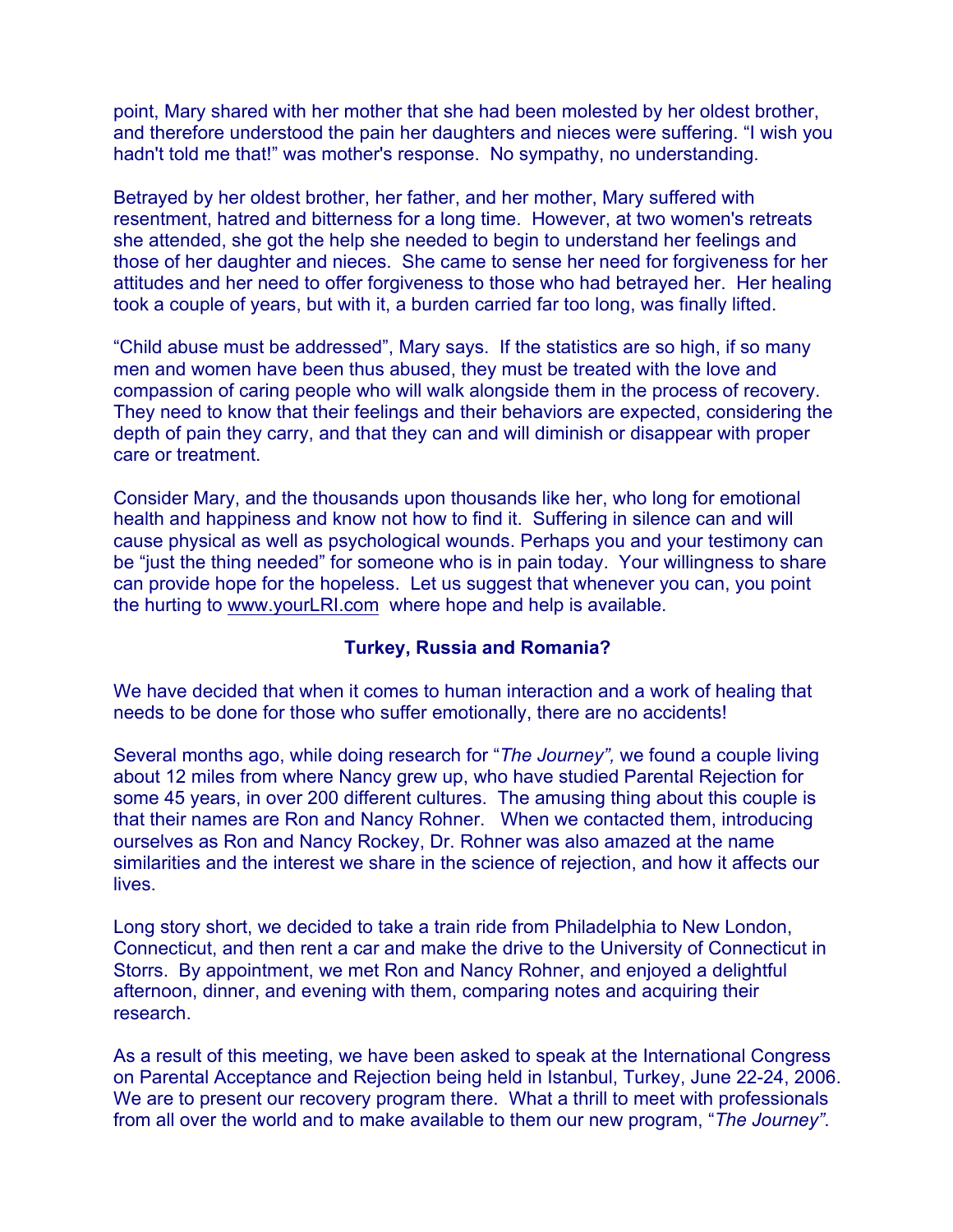point, Mary shared with her mother that she had been molested by her oldest brother, and therefore understood the pain her daughters and nieces were suffering. "I wish you hadn't told me that!" was mother's response. No sympathy, no understanding.

Betrayed by her oldest brother, her father, and her mother, Mary suffered with resentment, hatred and bitterness for a long time. However, at two women's retreats she attended, she got the help she needed to begin to understand her feelings and those of her daughter and nieces. She came to sense her need for forgiveness for her attitudes and her need to offer forgiveness to those who had betrayed her. Her healing took a couple of years, but with it, a burden carried far too long, was finally lifted.

"Child abuse must be addressed", Mary says. If the statistics are so high, if so many men and women have been thus abused, they must be treated with the love and compassion of caring people who will walk alongside them in the process of recovery. They need to know that their feelings and their behaviors are expected, considering the depth of pain they carry, and that they can and will diminish or disappear with proper care or treatment.

Consider Mary, and the thousands upon thousands like her, who long for emotional health and happiness and know not how to find it. Suffering in silence can and will cause physical as well as psychological wounds. Perhaps you and your testimony can be "just the thing needed" for someone who is in pain today. Your willingness to share can provide hope for the hopeless. Let us suggest that whenever you can, you point the hurting to www.yourLRI.com where hope and help is available.

**Turkey, Russia and Romania?**

We have decided that when it comes to human interaction and a work of healing that needs to be done for those who suffer emotionally, there are no accidents!

Several months ago, while doing research for "*The Journey*", we found a couple living about 12 miles from where Nancy grew up, who have studied Parental Rejection for some 45 years, in over 200 different cultures. The amusing thing about this couple is that their names are Ron and Nancy Rohner. When we contacted them, introducing ourselves as Ron and Nancy Rockey, Dr. Rohner was also amazed at the name similarities and the interest we share in the science of rejection, and how it affects our lives.

Long story short, we decided to take a train ride from Philadelphia to New London, Connecticut, and then rent a car and make the drive to the University of Connecticut in Storrs. By appointment, we met Ron and Nancy Rohner, and enjoyed a delightful afternoon, dinner, and evening with them, comparing notes and acquiring their research.

As a result of this meeting, we have been asked to speak at the International Congress on Parental Acceptance and Rejection being held in Istanbul, Turkey, June 22-24, 2006. We are to present our recovery program there. What a thrill to meet with professionals from all over the world and to make available to them our new program, "*The Journey*".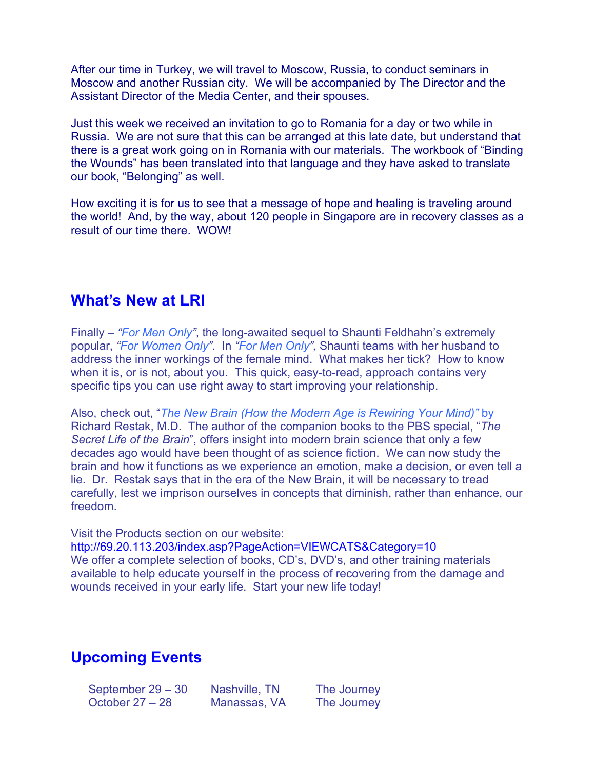After our time in Turkey, we will travel to Moscow, Russia, to conduct seminars in Moscow and another Russian city. We will be accompanied by The Director and the Assistant Director of the Media Center, and their spouses.

Just this week we received an invitation to go to Romania for a day or two while in Russia. We are not sure that this can be arranged at this late date, but understand that there is a great work going on in Romania with our materials. The workbook of "Binding the Wounds" has been translated into that language and they have asked to translate our book, "Belonging" as well.

How exciting it is for us to see that a message of hope and healing is traveling around the world! And, by the way, about 120 people in Singapore are in recovery classes as a result of our time there. WOW!

## What's New at LRI

Finally – *"For Men Only"*, the long-awaited sequel to Shaunti Feldhahn's extremely popular, *"For Women Only"*. In *"For Men Only",* Shaunti teams with her husband to address the inner workings of the female mind. What makes her tick? How to know when it is, or is not, about you. This quick, easy-to-read, approach contains very specific tips you can use right away to start improving your relationship.

Also, check out, "*The New Brain (How the Modern Age is Rewiring Your Mind)"* by Richard Restak, M.D. The author of the companion books to the PBS special, "*The Secret Life of the Brain*", offers insight into modern brain science that only a few decades ago would have been thought of as science fiction. We can now study the brain and how it functions as we experience an emotion, make a decision, or even tell a lie. Dr. Restak says that in the era of the New Brain, it will be necessary to tread carefully, lest we imprison ourselves in concepts that diminish, rather than enhance, our freedom.

Visit the Products section on our website:
http://69.20.113.203/index.asp?PageAction=VIEWCATS&Category=10
We offer a complete selection of books, CD's, DVD's, and other training materials available to help educate yourself in the process of recovering from the damage and wounds received in your early life. Start your new life today!

## Upcoming Events

| | | |
|---|---|---|
| September 29 – 30 | Nashville, TN | The Journey |
| October 27 – 28 | Manassas, VA | The Journey |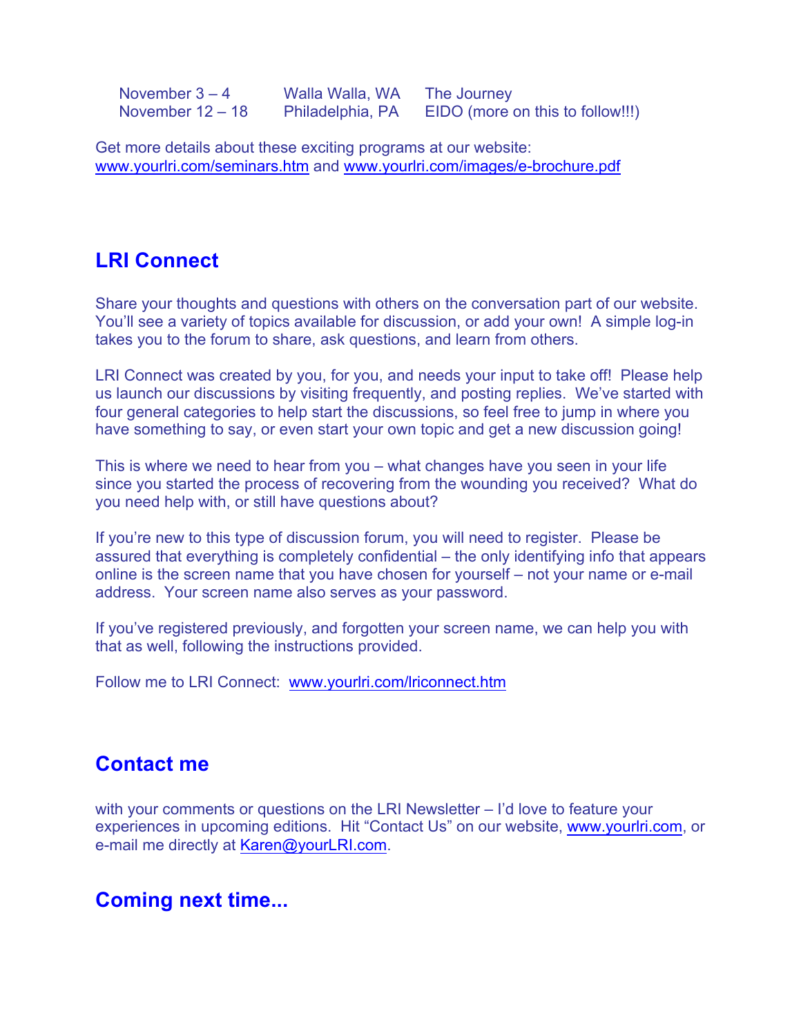| | | |
|---|---|---|
| November 3 – 4 | Walla Walla, WA | The Journey |
| November 12 – 18 | Philadelphia, PA | EIDO (more on this to follow!!!) |

Get more details about these exciting programs at our website: www.yourlri.com/seminars.htm and www.yourlri.com/images/e-brochure.pdf

## LRI Connect

Share your thoughts and questions with others on the conversation part of our website. You'll see a variety of topics available for discussion, or add your own! A simple log-in takes you to the forum to share, ask questions, and learn from others.

LRI Connect was created by you, for you, and needs your input to take off! Please help us launch our discussions by visiting frequently, and posting replies. We've started with four general categories to help start the discussions, so feel free to jump in where you have something to say, or even start your own topic and get a new discussion going!

This is where we need to hear from you – what changes have you seen in your life since you started the process of recovering from the wounding you received? What do you need help with, or still have questions about?

If you're new to this type of discussion forum, you will need to register. Please be assured that everything is completely confidential – the only identifying info that appears online is the screen name that you have chosen for yourself – not your name or e-mail address. Your screen name also serves as your password.

If you've registered previously, and forgotten your screen name, we can help you with that as well, following the instructions provided.

Follow me to LRI Connect: www.yourlri.com/lriconnect.htm

## Contact me

with your comments or questions on the LRI Newsletter – I'd love to feature your experiences in upcoming editions. Hit "Contact Us" on our website, www.yourlri.com, or e-mail me directly at Karen@yourLRI.com.

## Coming next time...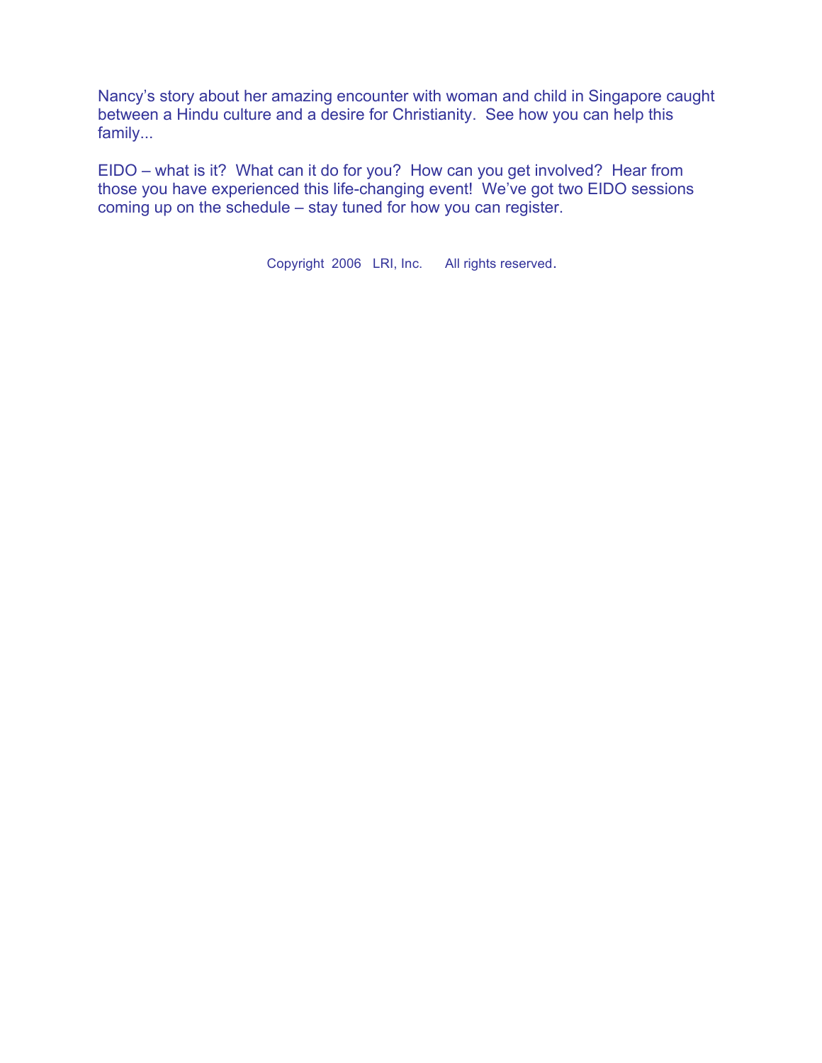Nancy's story about her amazing encounter with woman and child in Singapore caught between a Hindu culture and a desire for Christianity. See how you can help this family...

EIDO – what is it? What can it do for you? How can you get involved? Hear from those you have experienced this life-changing event! We've got two EIDO sessions coming up on the schedule – stay tuned for how you can register.

Copyright 2006 LRI, Inc. All rights reserved.